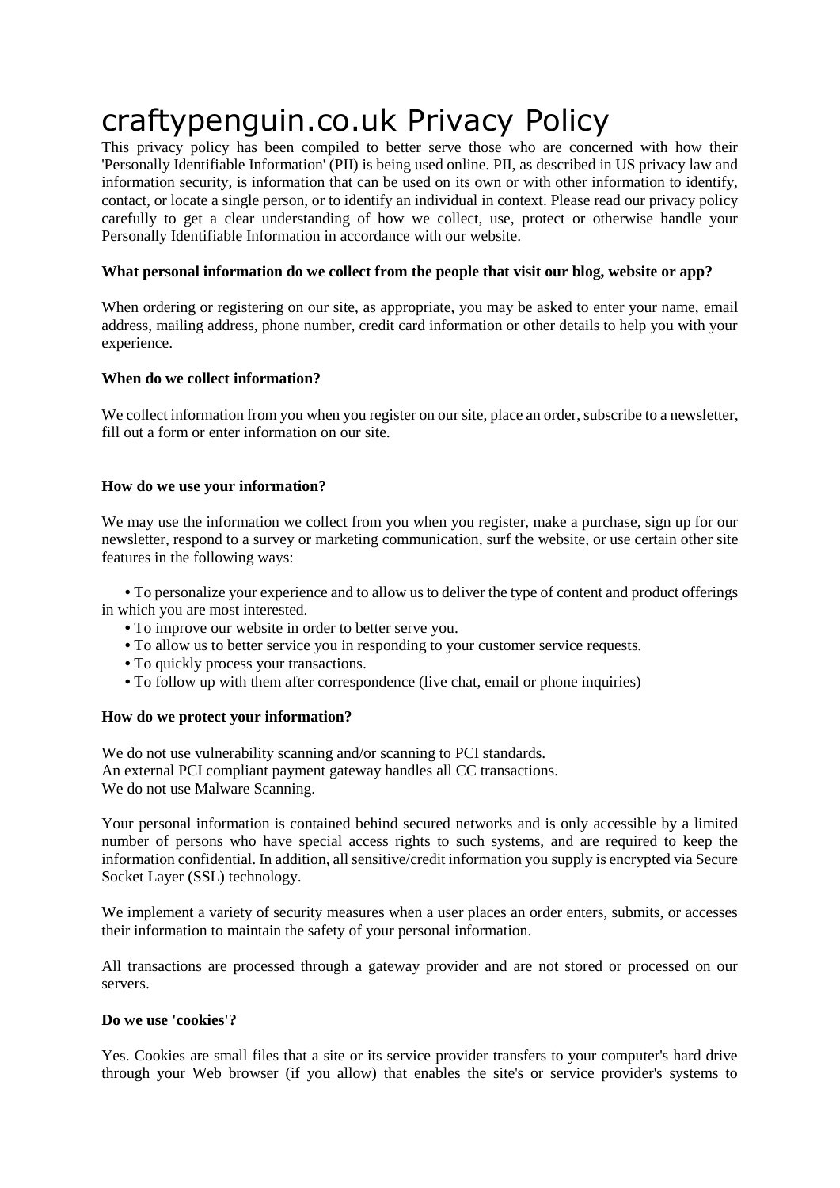# craftypenguin.co.uk Privacy Policy

This privacy policy has been compiled to better serve those who are concerned with how their 'Personally Identifiable Information' (PII) is being used online. PII, as described in US privacy law and information security, is information that can be used on its own or with other information to identify, contact, or locate a single person, or to identify an individual in context. Please read our privacy policy carefully to get a clear understanding of how we collect, use, protect or otherwise handle your Personally Identifiable Information in accordance with our website.

**What personal information do we collect from the people that visit our blog, website or app?**

When ordering or registering on our site, as appropriate, you may be asked to enter your name, email address, mailing address, phone number, credit card information or other details to help you with your experience.

**When do we collect information?**

We collect information from you when you register on our site, place an order, subscribe to a newsletter, fill out a form or enter information on our site.

**How do we use your information?**

We may use the information we collect from you when you register, make a purchase, sign up for our newsletter, respond to a survey or marketing communication, surf the website, or use certain other site features in the following ways:

- To personalize your experience and to allow us to deliver the type of content and product offerings in which you are most interested.
- To improve our website in order to better serve you.
- To allow us to better service you in responding to your customer service requests.
- To quickly process your transactions.
- To follow up with them after correspondence (live chat, email or phone inquiries)

**How do we protect your information?**

We do not use vulnerability scanning and/or scanning to PCI standards.
An external PCI compliant payment gateway handles all CC transactions.
We do not use Malware Scanning.

Your personal information is contained behind secured networks and is only accessible by a limited number of persons who have special access rights to such systems, and are required to keep the information confidential. In addition, all sensitive/credit information you supply is encrypted via Secure Socket Layer (SSL) technology.

We implement a variety of security measures when a user places an order enters, submits, or accesses their information to maintain the safety of your personal information.

All transactions are processed through a gateway provider and are not stored or processed on our servers.

**Do we use 'cookies'?**

Yes. Cookies are small files that a site or its service provider transfers to your computer's hard drive through your Web browser (if you allow) that enables the site's or service provider's systems to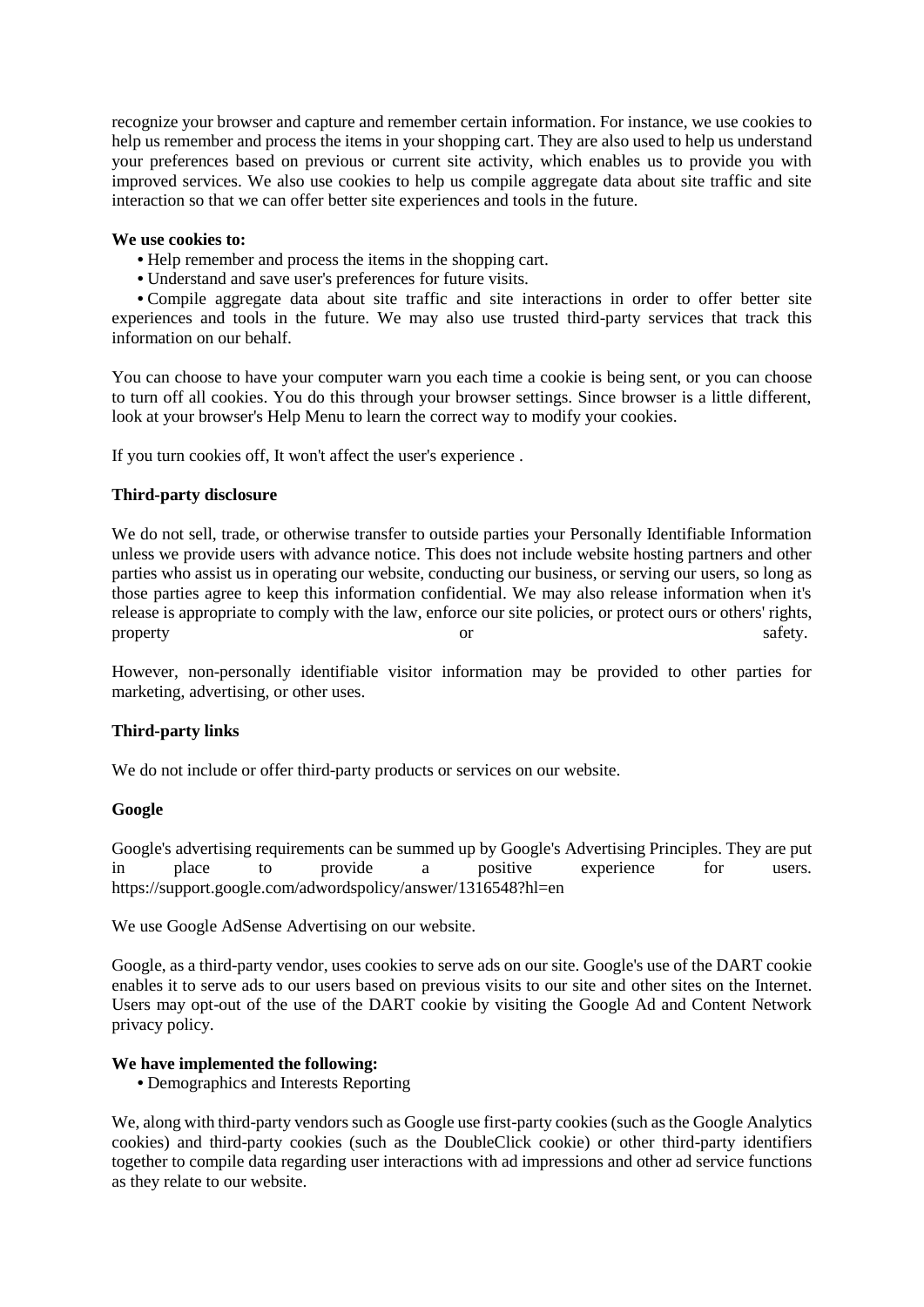recognize your browser and capture and remember certain information. For instance, we use cookies to help us remember and process the items in your shopping cart. They are also used to help us understand your preferences based on previous or current site activity, which enables us to provide you with improved services. We also use cookies to help us compile aggregate data about site traffic and site interaction so that we can offer better site experiences and tools in the future.

**We use cookies to:**

- Help remember and process the items in the shopping cart.
- Understand and save user's preferences for future visits.
- Compile aggregate data about site traffic and site interactions in order to offer better site experiences and tools in the future. We may also use trusted third-party services that track this information on our behalf.

You can choose to have your computer warn you each time a cookie is being sent, or you can choose to turn off all cookies. You do this through your browser settings. Since browser is a little different, look at your browser's Help Menu to learn the correct way to modify your cookies.

If you turn cookies off, It won't affect the user's experience .

**Third-party disclosure**

We do not sell, trade, or otherwise transfer to outside parties your Personally Identifiable Information unless we provide users with advance notice. This does not include website hosting partners and other parties who assist us in operating our website, conducting our business, or serving our users, so long as those parties agree to keep this information confidential. We may also release information when it's release is appropriate to comply with the law, enforce our site policies, or protect ours or others' rights, property or safety.

However, non-personally identifiable visitor information may be provided to other parties for marketing, advertising, or other uses.

**Third-party links**

We do not include or offer third-party products or services on our website.

**Google**

Google's advertising requirements can be summed up by Google's Advertising Principles. They are put in place to provide a positive experience for users. https://support.google.com/adwordspolicy/answer/1316548?hl=en

We use Google AdSense Advertising on our website.

Google, as a third-party vendor, uses cookies to serve ads on our site. Google's use of the DART cookie enables it to serve ads to our users based on previous visits to our site and other sites on the Internet. Users may opt-out of the use of the DART cookie by visiting the Google Ad and Content Network privacy policy.

**We have implemented the following:**

- Demographics and Interests Reporting

We, along with third-party vendors such as Google use first-party cookies (such as the Google Analytics cookies) and third-party cookies (such as the DoubleClick cookie) or other third-party identifiers together to compile data regarding user interactions with ad impressions and other ad service functions as they relate to our website.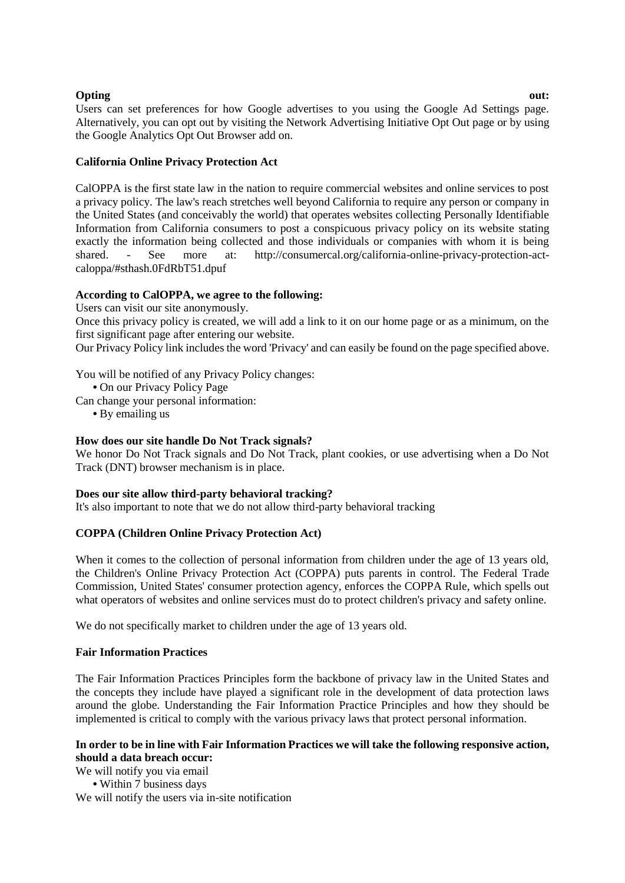**Opting out:**
Users can set preferences for how Google advertises to you using the Google Ad Settings page. Alternatively, you can opt out by visiting the Network Advertising Initiative Opt Out page or by using the Google Analytics Opt Out Browser add on.

**California Online Privacy Protection Act**

CalOPPA is the first state law in the nation to require commercial websites and online services to post a privacy policy. The law's reach stretches well beyond California to require any person or company in the United States (and conceivably the world) that operates websites collecting Personally Identifiable Information from California consumers to post a conspicuous privacy policy on its website stating exactly the information being collected and those individuals or companies with whom it is being shared. - See more at: http://consumercal.org/california-online-privacy-protection-act-caloppa/#sthash.0FdRbT51.dpuf

**According to CalOPPA, we agree to the following:**
Users can visit our site anonymously.
Once this privacy policy is created, we will add a link to it on our home page or as a minimum, on the first significant page after entering our website.
Our Privacy Policy link includes the word 'Privacy' and can easily be found on the page specified above.

You will be notified of any Privacy Policy changes:
- On our Privacy Policy Page

Can change your personal information:
- By emailing us

**How does our site handle Do Not Track signals?**
We honor Do Not Track signals and Do Not Track, plant cookies, or use advertising when a Do Not Track (DNT) browser mechanism is in place.

**Does our site allow third-party behavioral tracking?**
It's also important to note that we do not allow third-party behavioral tracking

**COPPA (Children Online Privacy Protection Act)**

When it comes to the collection of personal information from children under the age of 13 years old, the Children's Online Privacy Protection Act (COPPA) puts parents in control. The Federal Trade Commission, United States' consumer protection agency, enforces the COPPA Rule, which spells out what operators of websites and online services must do to protect children's privacy and safety online.

We do not specifically market to children under the age of 13 years old.

**Fair Information Practices**

The Fair Information Practices Principles form the backbone of privacy law in the United States and the concepts they include have played a significant role in the development of data protection laws around the globe. Understanding the Fair Information Practice Principles and how they should be implemented is critical to comply with the various privacy laws that protect personal information.

**In order to be in line with Fair Information Practices we will take the following responsive action, should a data breach occur:**
We will notify you via email
- Within 7 business days

We will notify the users via in-site notification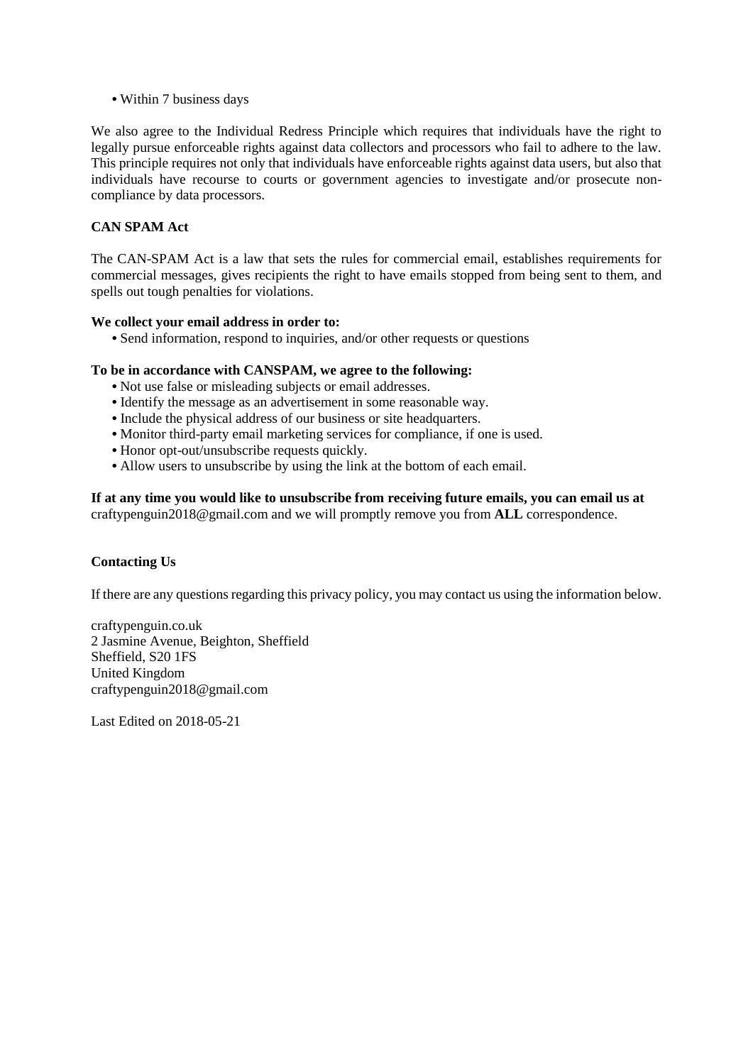- Within 7 business days

We also agree to the Individual Redress Principle which requires that individuals have the right to legally pursue enforceable rights against data collectors and processors who fail to adhere to the law. This principle requires not only that individuals have enforceable rights against data users, but also that individuals have recourse to courts or government agencies to investigate and/or prosecute non-compliance by data processors.

**CAN SPAM Act**

The CAN-SPAM Act is a law that sets the rules for commercial email, establishes requirements for commercial messages, gives recipients the right to have emails stopped from being sent to them, and spells out tough penalties for violations.

**We collect your email address in order to:**

- Send information, respond to inquiries, and/or other requests or questions

**To be in accordance with CANSPAM, we agree to the following:**

- Not use false or misleading subjects or email addresses.
- Identify the message as an advertisement in some reasonable way.
- Include the physical address of our business or site headquarters.
- Monitor third-party email marketing services for compliance, if one is used.
- Honor opt-out/unsubscribe requests quickly.
- Allow users to unsubscribe by using the link at the bottom of each email.

**If at any time you would like to unsubscribe from receiving future emails, you can email us at** craftypenguin2018@gmail.com and we will promptly remove you from **ALL** correspondence.

**Contacting Us**

If there are any questions regarding this privacy policy, you may contact us using the information below.

craftypenguin.co.uk
2 Jasmine Avenue, Beighton, Sheffield
Sheffield, S20 1FS
United Kingdom
craftypenguin2018@gmail.com

Last Edited on 2018-05-21